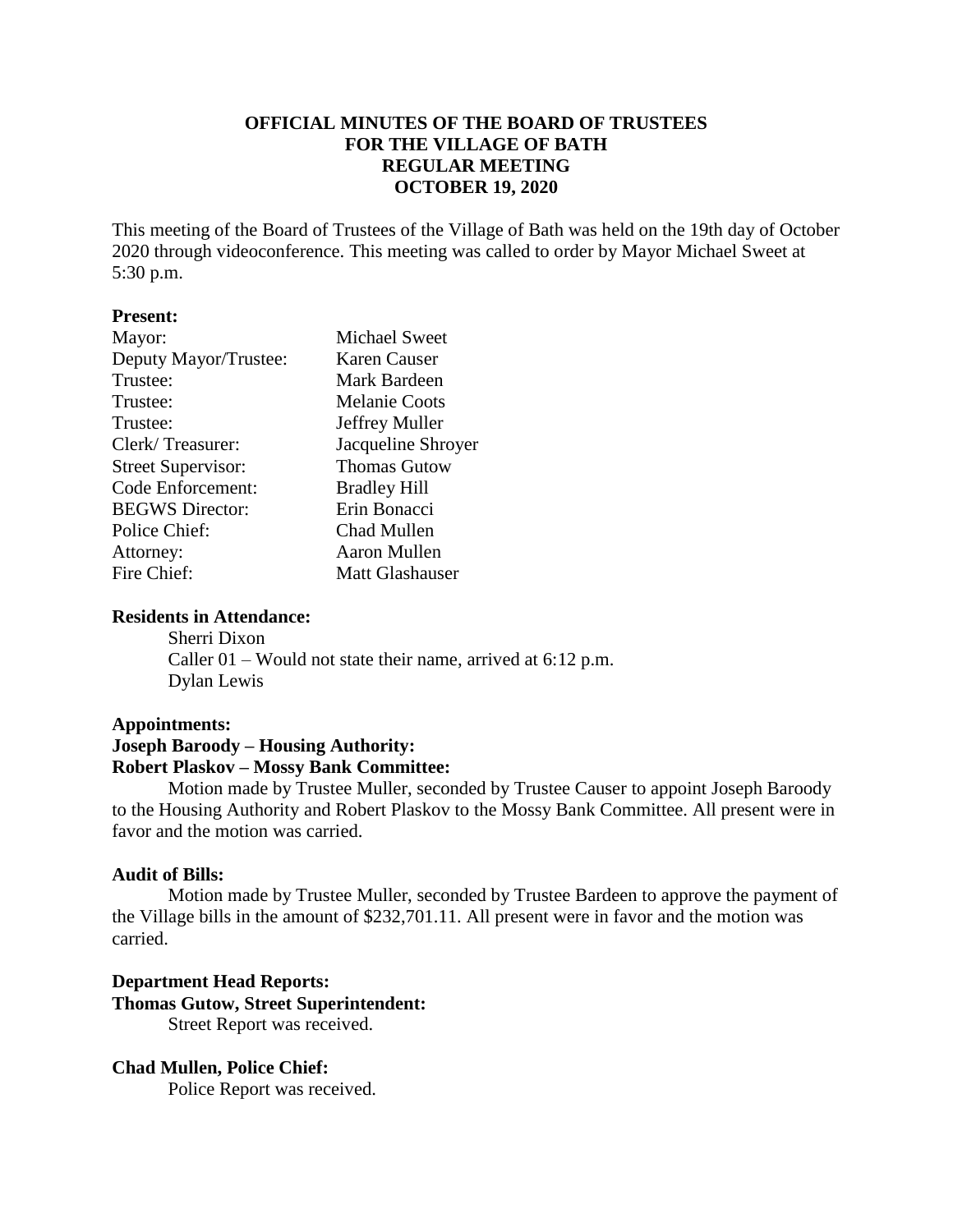# OFFICIAL MINUTES OF THE BOARD OF TRUSTEES FOR THE VILLAGE OF BATH REGULAR MEETING OCTOBER 19, 2020

This meeting of the Board of Trustees of the Village of Bath was held on the 19th day of October 2020 through videoconference. This meeting was called to order by Mayor Michael Sweet at 5:30 p.m.

**Present:**

| | |
|---|---|
| Mayor: | Michael Sweet |
| Deputy Mayor/Trustee: | Karen Causer |
| Trustee: | Mark Bardeen |
| Trustee: | Melanie Coots |
| Trustee: | Jeffrey Muller |
| Clerk/ Treasurer: | Jacqueline Shroyer |
| Street Supervisor: | Thomas Gutow |
| Code Enforcement: | Bradley Hill |
| BEGWS Director: | Erin Bonacci |
| Police Chief: | Chad Mullen |
| Attorney: | Aaron Mullen |
| Fire Chief: | Matt Glashauser |

**Residents in Attendance:**

Sherri Dixon
Caller 01 – Would not state their name, arrived at 6:12 p.m.
Dylan Lewis

**Appointments:**

**Joseph Baroody – Housing Authority:**

**Robert Plaskov – Mossy Bank Committee:**

Motion made by Trustee Muller, seconded by Trustee Causer to appoint Joseph Baroody to the Housing Authority and Robert Plaskov to the Mossy Bank Committee. All present were in favor and the motion was carried.

**Audit of Bills:**

Motion made by Trustee Muller, seconded by Trustee Bardeen to approve the payment of the Village bills in the amount of $232,701.11. All present were in favor and the motion was carried.

**Department Head Reports:**

**Thomas Gutow, Street Superintendent:**

Street Report was received.

**Chad Mullen, Police Chief:**

Police Report was received.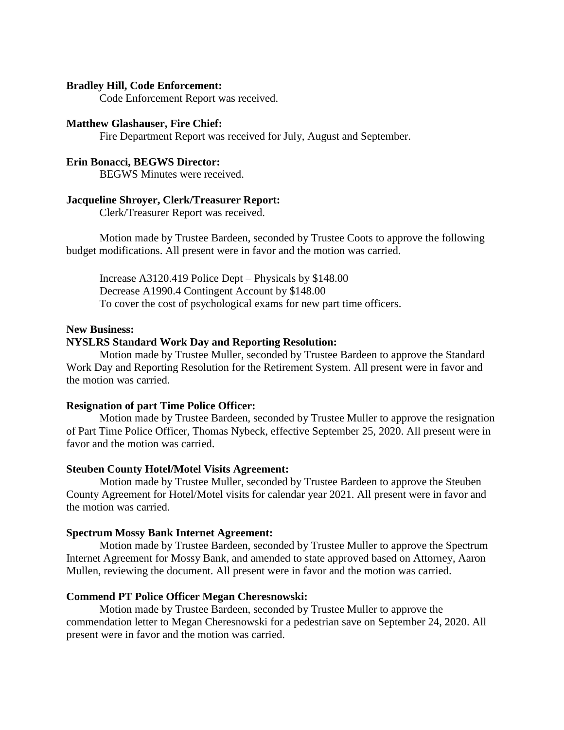**Bradley Hill, Code Enforcement:**

Code Enforcement Report was received.

**Matthew Glashauser, Fire Chief:**

Fire Department Report was received for July, August and September.

**Erin Bonacci, BEGWS Director:**

BEGWS Minutes were received.

**Jacqueline Shroyer, Clerk/Treasurer Report:**

Clerk/Treasurer Report was received.

Motion made by Trustee Bardeen, seconded by Trustee Coots to approve the following budget modifications. All present were in favor and the motion was carried.

Increase A3120.419 Police Dept – Physicals by $148.00
Decrease A1990.4 Contingent Account by $148.00
To cover the cost of psychological exams for new part time officers.

**New Business:**

**NYSLRS Standard Work Day and Reporting Resolution:**

Motion made by Trustee Muller, seconded by Trustee Bardeen to approve the Standard Work Day and Reporting Resolution for the Retirement System. All present were in favor and the motion was carried.

**Resignation of part Time Police Officer:**

Motion made by Trustee Bardeen, seconded by Trustee Muller to approve the resignation of Part Time Police Officer, Thomas Nybeck, effective September 25, 2020. All present were in favor and the motion was carried.

**Steuben County Hotel/Motel Visits Agreement:**

Motion made by Trustee Muller, seconded by Trustee Bardeen to approve the Steuben County Agreement for Hotel/Motel visits for calendar year 2021. All present were in favor and the motion was carried.

**Spectrum Mossy Bank Internet Agreement:**

Motion made by Trustee Bardeen, seconded by Trustee Muller to approve the Spectrum Internet Agreement for Mossy Bank, and amended to state approved based on Attorney, Aaron Mullen, reviewing the document. All present were in favor and the motion was carried.

**Commend PT Police Officer Megan Cheresnowski:**

Motion made by Trustee Bardeen, seconded by Trustee Muller to approve the commendation letter to Megan Cheresnowski for a pedestrian save on September 24, 2020. All present were in favor and the motion was carried.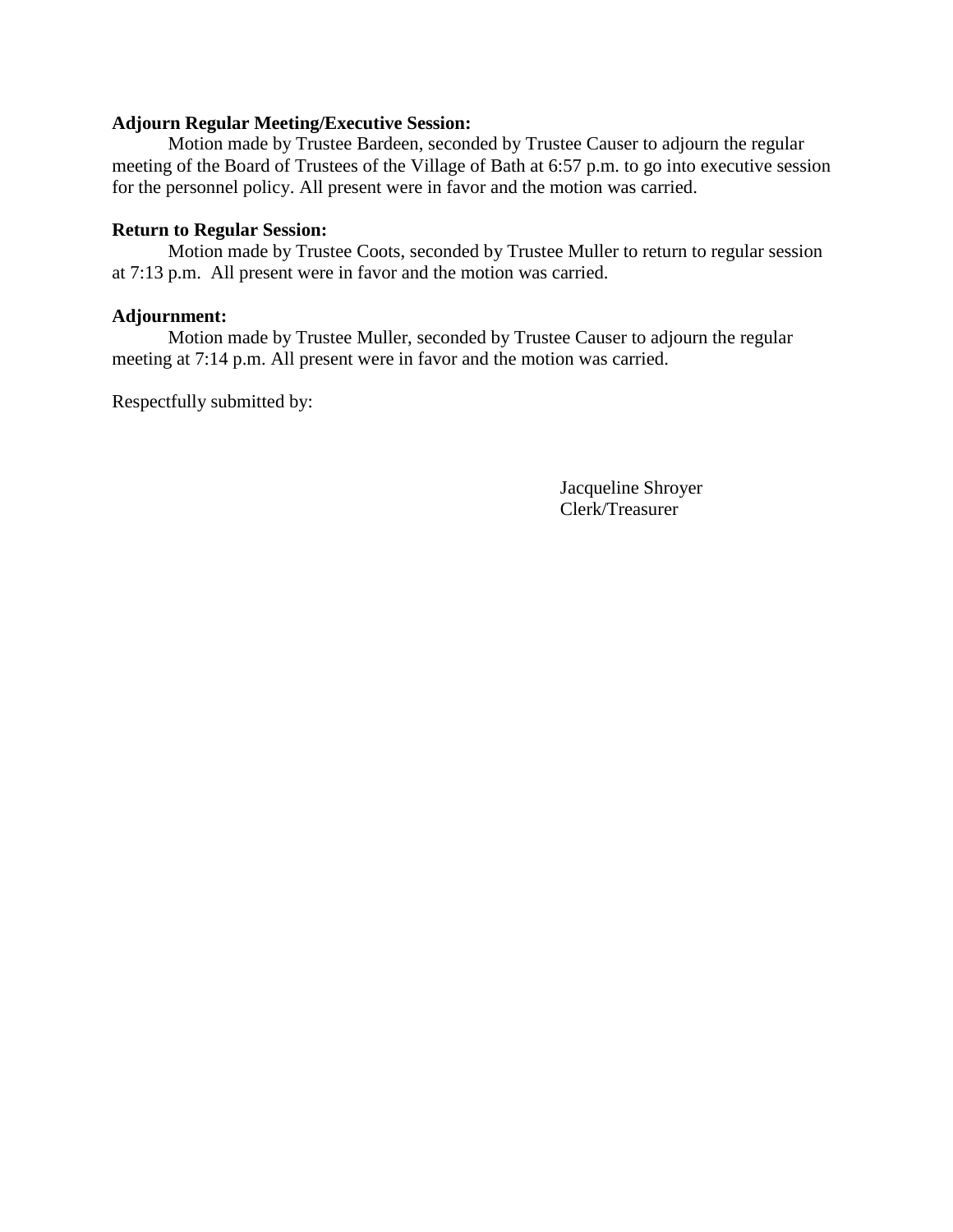**Adjourn Regular Meeting/Executive Session:**

Motion made by Trustee Bardeen, seconded by Trustee Causer to adjourn the regular meeting of the Board of Trustees of the Village of Bath at 6:57 p.m. to go into executive session for the personnel policy. All present were in favor and the motion was carried.

**Return to Regular Session:**

Motion made by Trustee Coots, seconded by Trustee Muller to return to regular session at 7:13 p.m. All present were in favor and the motion was carried.

**Adjournment:**

Motion made by Trustee Muller, seconded by Trustee Causer to adjourn the regular meeting at 7:14 p.m. All present were in favor and the motion was carried.

Respectfully submitted by:

Jacqueline Shroyer
Clerk/Treasurer